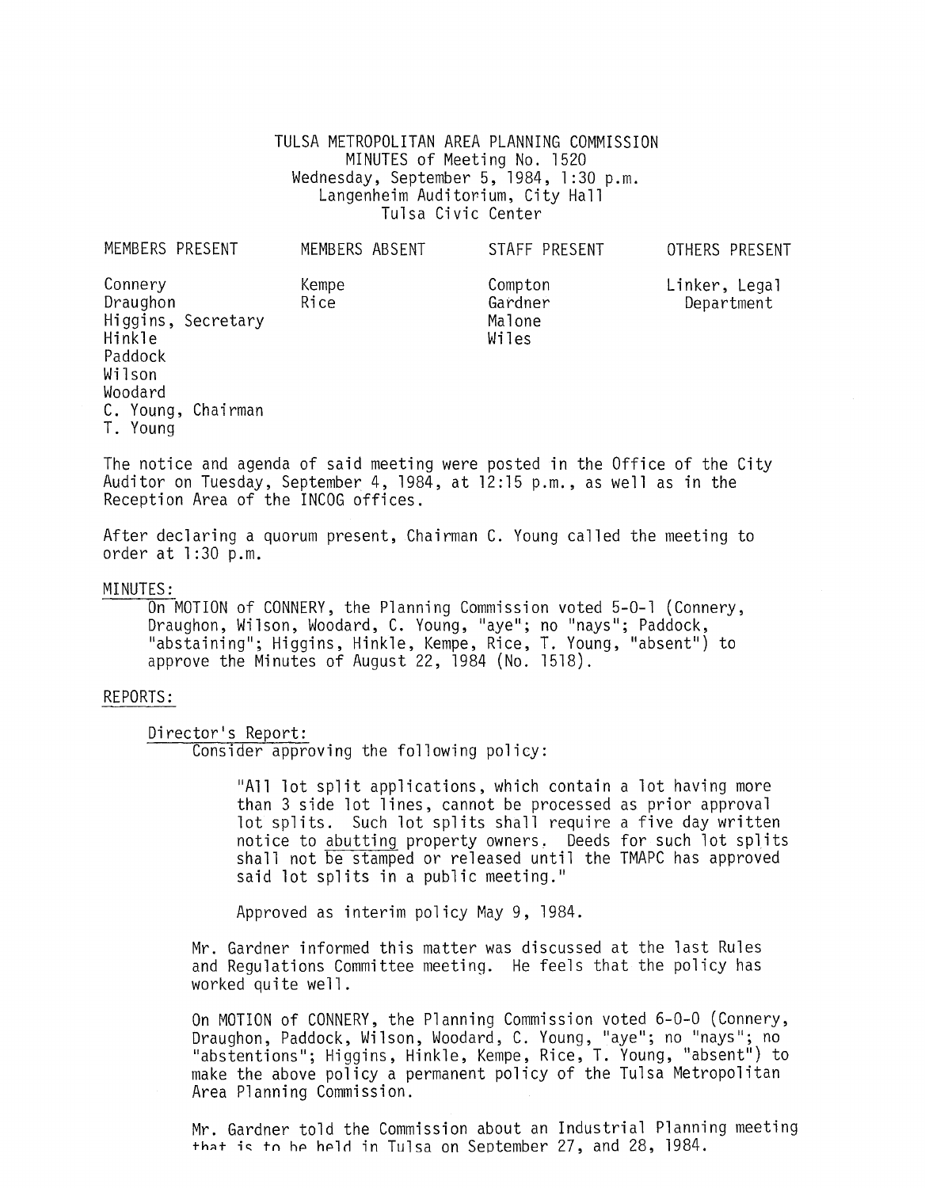TULSA METROPOLITAN AREA PLANNING COMMISSION
MINUTES of Meeting No. 1520
Wednesday, September 5, 1984, 1:30 p.m.
Langenheim Auditorium, City Hall
Tulsa Civic Center

| MEMBERS PRESENT | MEMBERS ABSENT | STAFF PRESENT | OTHERS PRESENT |
|---|---|---|---|
| Connery | Kempe | Compton | Linker, Legal Department |
| Draughon | Rice | Gardner | |
| Higgins, Secretary | | Malone | |
| Hinkle | | Wiles | |
| Paddock | | | |
| Wilson | | | |
| Woodard | | | |
| C. Young, Chairman | | | |
| T. Young | | | |

The notice and agenda of said meeting were posted in the Office of the City Auditor on Tuesday, September 4, 1984, at 12:15 p.m., as well as in the Reception Area of the INCOG offices.

After declaring a quorum present, Chairman C. Young called the meeting to order at 1:30 p.m.

MINUTES:

On MOTION of CONNERY, the Planning Commission voted 5-0-1 (Connery, Draughon, Wilson, Woodard, C. Young, "aye"; no "nays"; Paddock, "abstaining"; Higgins, Hinkle, Kempe, Rice, T. Young, "absent") to approve the Minutes of August 22, 1984 (No. 1518).

REPORTS:

Director's Report:

Consider approving the following policy:

"All lot split applications, which contain a lot having more than 3 side lot lines, cannot be processed as prior approval lot splits. Such lot splits shall require a five day written notice to abutting property owners. Deeds for such lot splits shall not be stamped or released until the TMAPC has approved said lot splits in a public meeting."

Approved as interim policy May 9, 1984.

Mr. Gardner informed this matter was discussed at the last Rules and Regulations Committee meeting. He feels that the policy has worked quite well.

On MOTION of CONNERY, the Planning Commission voted 6-0-0 (Connery, Draughon, Paddock, Wilson, Woodard, C. Young, "aye"; no "nays"; no "abstentions"; Higgins, Hinkle, Kempe, Rice, T. Young, "absent") to make the above policy a permanent policy of the Tulsa Metropolitan Area Planning Commission.

Mr. Gardner told the Commission about an Industrial Planning meeting that is to be held in Tulsa on September 27, and 28, 1984.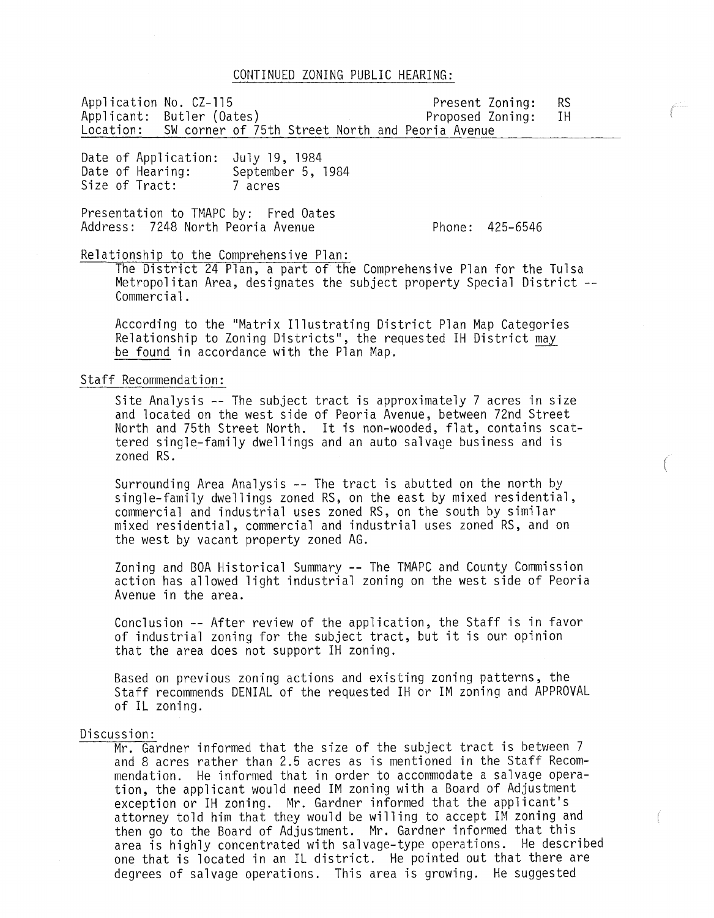## CONTINUED ZONING PUBLIC HEARING:

Application No. CZ-115 — Present Zoning: RS
Applicant: Butler (Oates) — Proposed Zoning: IH
Location: SW corner of 75th Street North and Peoria Avenue

Date of Application: July 19, 1984
Date of Hearing: September 5, 1984
Size of Tract: 7 acres

Presentation to TMAPC by: Fred Oates
Address: 7248 North Peoria Avenue — Phone: 425-6546

Relationship to the Comprehensive Plan:

The District 24 Plan, a part of the Comprehensive Plan for the Tulsa Metropolitan Area, designates the subject property Special District -- Commercial.

According to the "Matrix Illustrating District Plan Map Categories Relationship to Zoning Districts", the requested IH District may be found in accordance with the Plan Map.

Staff Recommendation:

Site Analysis -- The subject tract is approximately 7 acres in size and located on the west side of Peoria Avenue, between 72nd Street North and 75th Street North. It is non-wooded, flat, contains scattered single-family dwellings and an auto salvage business and is zoned RS.

Surrounding Area Analysis -- The tract is abutted on the north by single-family dwellings zoned RS, on the east by mixed residential, commercial and industrial uses zoned RS, on the south by similar mixed residential, commercial and industrial uses zoned RS, and on the west by vacant property zoned AG.

Zoning and BOA Historical Summary -- The TMAPC and County Commission action has allowed light industrial zoning on the west side of Peoria Avenue in the area.

Conclusion -- After review of the application, the Staff is in favor of industrial zoning for the subject tract, but it is our opinion that the area does not support IH zoning.

Based on previous zoning actions and existing zoning patterns, the Staff recommends DENIAL of the requested IH or IM zoning and APPROVAL of IL zoning.

Discussion:

Mr. Gardner informed that the size of the subject tract is between 7 and 8 acres rather than 2.5 acres as is mentioned in the Staff Recommendation. He informed that in order to accommodate a salvage operation, the applicant would need IM zoning with a Board of Adjustment exception or IH zoning. Mr. Gardner informed that the applicant's attorney told him that they would be willing to accept IM zoning and then go to the Board of Adjustment. Mr. Gardner informed that this area is highly concentrated with salvage-type operations. He described one that is located in an IL district. He pointed out that there are degrees of salvage operations. This area is growing. He suggested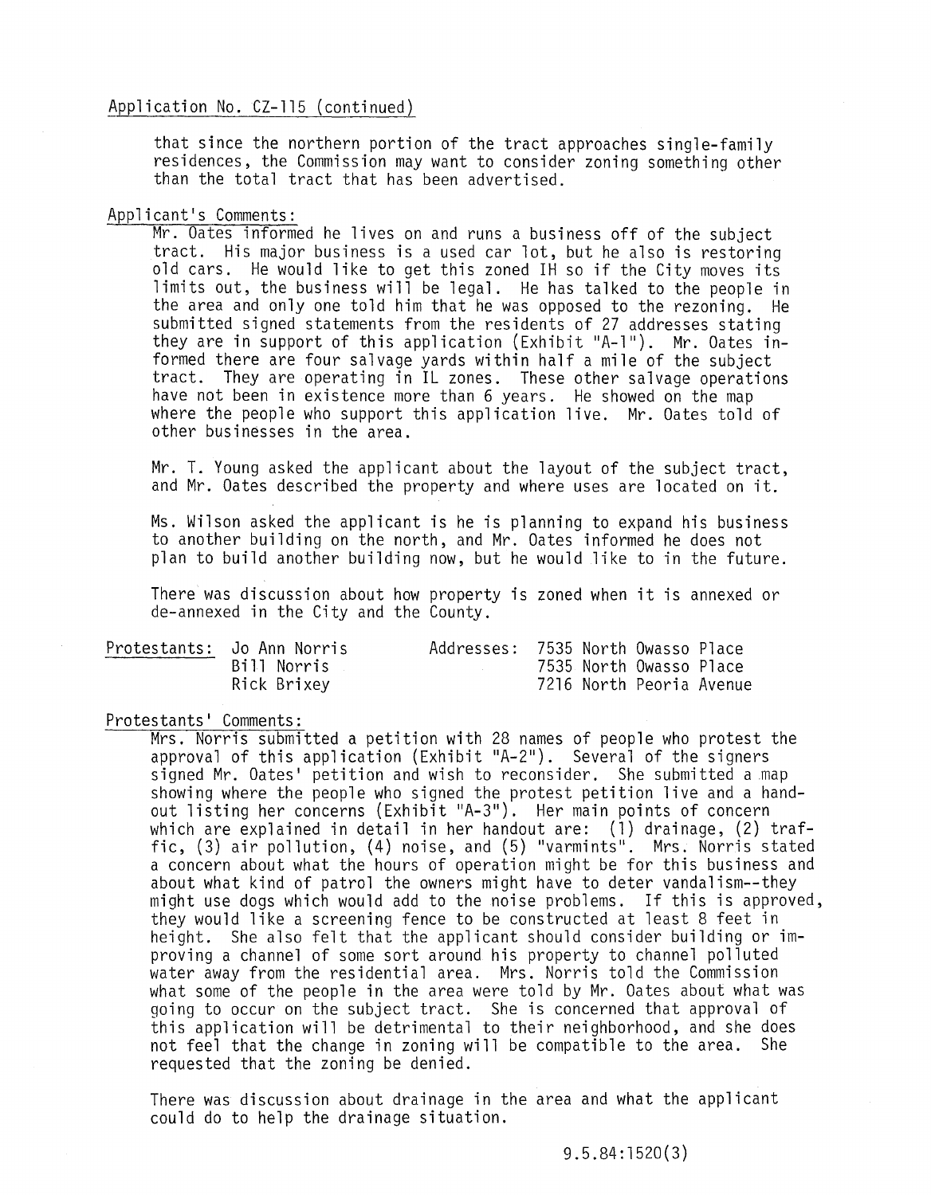Application No. CZ-115 (continued)

that since the northern portion of the tract approaches single-family residences, the Commission may want to consider zoning something other than the total tract that has been advertised.

Applicant's Comments:

Mr. Oates informed he lives on and runs a business off of the subject tract. His major business is a used car lot, but he also is restoring old cars. He would like to get this zoned IH so if the City moves its limits out, the business will be legal. He has talked to the people in the area and only one told him that he was opposed to the rezoning. He submitted signed statements from the residents of 27 addresses stating they are in support of this application (Exhibit "A-1"). Mr. Oates informed there are four salvage yards within half a mile of the subject tract. They are operating in IL zones. These other salvage operations have not been in existence more than 6 years. He showed on the map where the people who support this application live. Mr. Oates told of other businesses in the area.

Mr. T. Young asked the applicant about the layout of the subject tract, and Mr. Oates described the property and where uses are located on it.

Ms. Wilson asked the applicant is he is planning to expand his business to another building on the north, and Mr. Oates informed he does not plan to build another building now, but he would like to in the future.

There was discussion about how property is zoned when it is annexed or de-annexed in the City and the County.

| Protestants: | | Addresses: |
|---|---|---|
| | Jo Ann Norris | 7535 North Owasso Place |
| | Bill Norris | 7535 North Owasso Place |
| | Rick Brixey | 7216 North Peoria Avenue |

Protestants' Comments:

Mrs. Norris submitted a petition with 28 names of people who protest the approval of this application (Exhibit "A-2"). Several of the signers signed Mr. Oates' petition and wish to reconsider. She submitted a map showing where the people who signed the protest petition live and a handout listing her concerns (Exhibit "A-3"). Her main points of concern which are explained in detail in her handout are: (1) drainage, (2) traffic, (3) air pollution, (4) noise, and (5) "varmints". Mrs. Norris stated a concern about what the hours of operation might be for this business and about what kind of patrol the owners might have to deter vandalism--they might use dogs which would add to the noise problems. If this is approved, they would like a screening fence to be constructed at least 8 feet in height. She also felt that the applicant should consider building or improving a channel of some sort around his property to channel polluted water away from the residential area. Mrs. Norris told the Commission what some of the people in the area were told by Mr. Oates about what was going to occur on the subject tract. She is concerned that approval of this application will be detrimental to their neighborhood, and she does not feel that the change in zoning will be compatible to the area. She requested that the zoning be denied.

There was discussion about drainage in the area and what the applicant could do to help the drainage situation.

9.5.84:1520(3)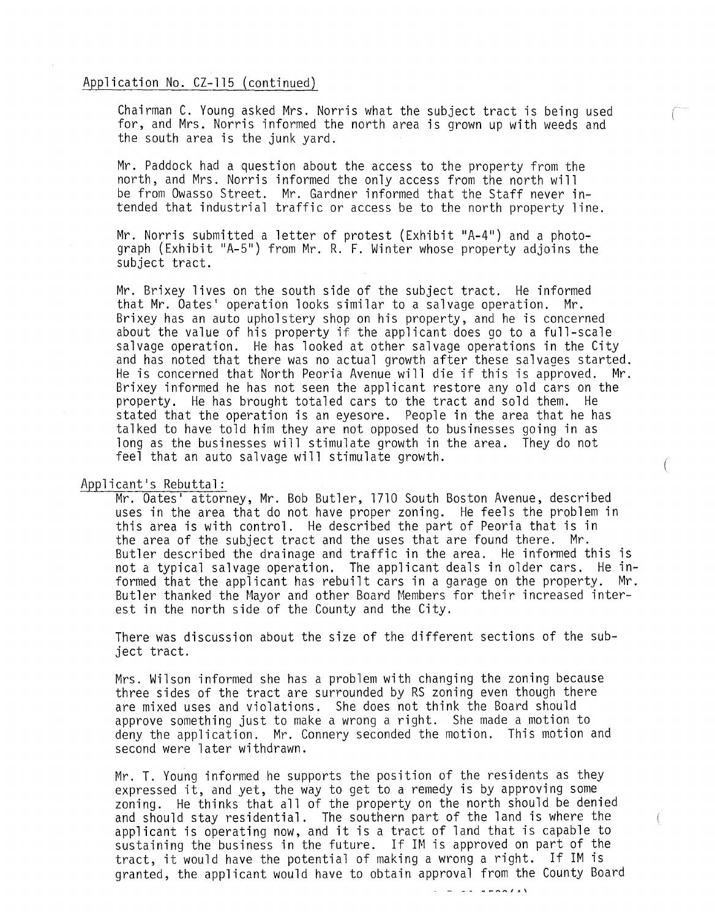Application No. CZ-115 (continued)

Chairman C. Young asked Mrs. Norris what the subject tract is being used for, and Mrs. Norris informed the north area is grown up with weeds and the south area is the junk yard.

Mr. Paddock had a question about the access to the property from the north, and Mrs. Norris informed the only access from the north will be from Owasso Street. Mr. Gardner informed that the Staff never intended that industrial traffic or access be to the north property line.

Mr. Norris submitted a letter of protest (Exhibit "A-4") and a photograph (Exhibit "A-5") from Mr. R. F. Winter whose property adjoins the subject tract.

Mr. Brixey lives on the south side of the subject tract. He informed that Mr. Oates' operation looks similar to a salvage operation. Mr. Brixey has an auto upholstery shop on his property, and he is concerned about the value of his property if the applicant does go to a full-scale salvage operation. He has looked at other salvage operations in the City and has noted that there was no actual growth after these salvages started. He is concerned that North Peoria Avenue will die if this is approved. Mr. Brixey informed he has not seen the applicant restore any old cars on the property. He has brought totaled cars to the tract and sold them. He stated that the operation is an eyesore. People in the area that he has talked to have told him they are not opposed to businesses going in as long as the businesses will stimulate growth in the area. They do not feel that an auto salvage will stimulate growth.

Applicant's Rebuttal:

Mr. Oates' attorney, Mr. Bob Butler, 1710 South Boston Avenue, described uses in the area that do not have proper zoning. He feels the problem in this area is with control. He described the part of Peoria that is in the area of the subject tract and the uses that are found there. Mr. Butler described the drainage and traffic in the area. He informed this is not a typical salvage operation. The applicant deals in older cars. He informed that the applicant has rebuilt cars in a garage on the property. Mr. Butler thanked the Mayor and other Board Members for their increased interest in the north side of the County and the City.

There was discussion about the size of the different sections of the subject tract.

Mrs. Wilson informed she has a problem with changing the zoning because three sides of the tract are surrounded by RS zoning even though there are mixed uses and violations. She does not think the Board should approve something just to make a wrong a right. She made a motion to deny the application. Mr. Connery seconded the motion. This motion and second were later withdrawn.

Mr. T. Young informed he supports the position of the residents as they expressed it, and yet, the way to get to a remedy is by approving some zoning. He thinks that all of the property on the north should be denied and should stay residential. The southern part of the land is where the applicant is operating now, and it is a tract of land that is capable to sustaining the business in the future. If IM is approved on part of the tract, it would have the potential of making a wrong a right. If IM is granted, the applicant would have to obtain approval from the County Board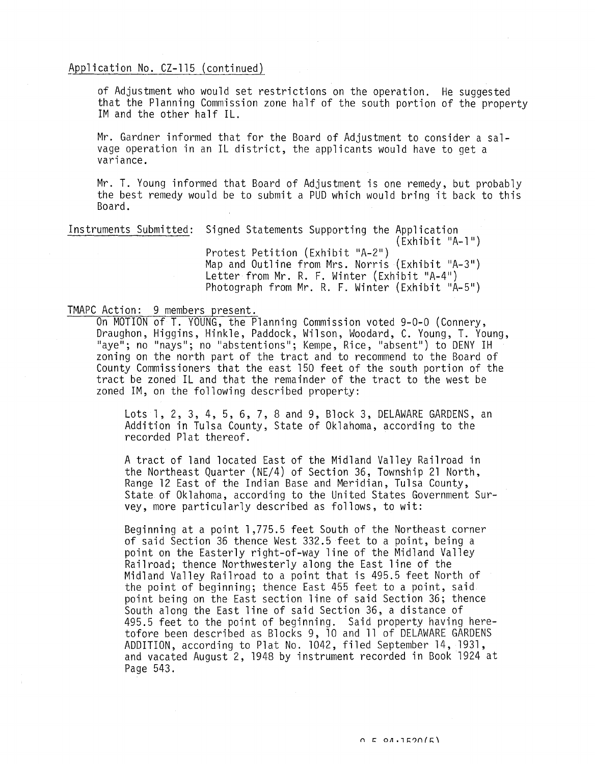Application No. CZ-115 (continued)

of Adjustment who would set restrictions on the operation. He suggested that the Planning Commission zone half of the south portion of the property IM and the other half IL.

Mr. Gardner informed that for the Board of Adjustment to consider a salvage operation in an IL district, the applicants would have to get a variance.

Mr. T. Young informed that Board of Adjustment is one remedy, but probably the best remedy would be to submit a PUD which would bring it back to this Board.

Instruments Submitted: Signed Statements Supporting the Application (Exhibit "A-1")
Protest Petition (Exhibit "A-2")
Map and Outline from Mrs. Norris (Exhibit "A-3")
Letter from Mr. R. F. Winter (Exhibit "A-4")
Photograph from Mr. R. F. Winter (Exhibit "A-5")

TMAPC Action: 9 members present.

On MOTION of T. YOUNG, the Planning Commission voted 9-0-0 (Connery, Draughon, Higgins, Hinkle, Paddock, Wilson, Woodard, C. Young, T. Young, "aye"; no "nays"; no "abstentions"; Kempe, Rice, "absent") to DENY IH zoning on the north part of the tract and to recommend to the Board of County Commissioners that the east 150 feet of the south portion of the tract be zoned IL and that the remainder of the tract to the west be zoned IM, on the following described property:

Lots 1, 2, 3, 4, 5, 6, 7, 8 and 9, Block 3, DELAWARE GARDENS, an Addition in Tulsa County, State of Oklahoma, according to the recorded Plat thereof.

A tract of land located East of the Midland Valley Railroad in the Northeast Quarter (NE/4) of Section 36, Township 21 North, Range 12 East of the Indian Base and Meridian, Tulsa County, State of Oklahoma, according to the United States Government Survey, more particularly described as follows, to wit:

Beginning at a point 1,775.5 feet South of the Northeast corner of said Section 36 thence West 332.5 feet to a point, being a point on the Easterly right-of-way line of the Midland Valley Railroad; thence Northwesterly along the East line of the Midland Valley Railroad to a point that is 495.5 feet North of the point of beginning; thence East 455 feet to a point, said point being on the East section line of said Section 36; thence South along the East line of said Section 36, a distance of 495.5 feet to the point of beginning. Said property having heretofore been described as Blocks 9, 10 and 11 of DELAWARE GARDENS ADDITION, according to Plat No. 1042, filed September 14, 1931, and vacated August 2, 1948 by instrument recorded in Book 1924 at Page 543.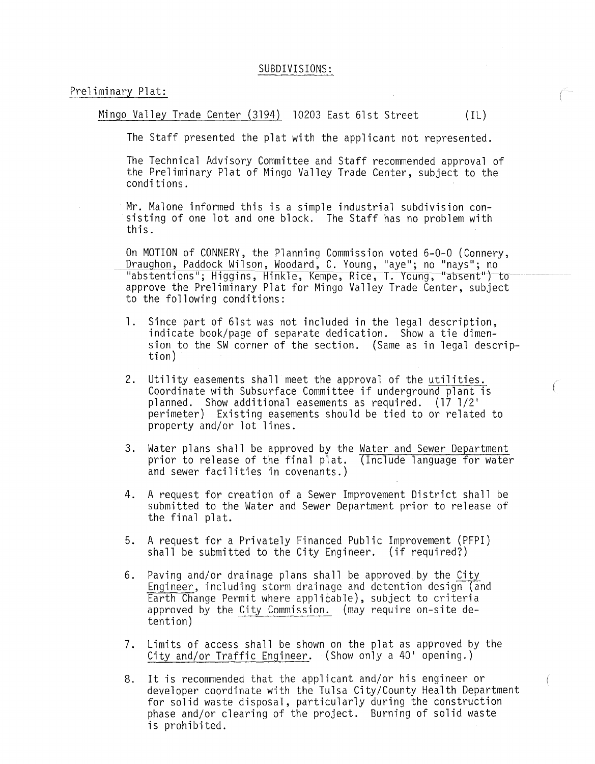## SUBDIVISIONS:

### Preliminary Plat:

Mingo Valley Trade Center (3194) 10203 East 61st Street (IL)

The Staff presented the plat with the applicant not represented.

The Technical Advisory Committee and Staff recommended approval of the Preliminary Plat of Mingo Valley Trade Center, subject to the conditions.

Mr. Malone informed this is a simple industrial subdivision consisting of one lot and one block. The Staff has no problem with this.

On MOTION of CONNERY, the Planning Commission voted 6-0-0 (Connery, Draughon, Paddock Wilson, Woodard, C. Young, "aye"; no "nays"; no "abstentions"; Higgins, Hinkle, Kempe, Rice, T. Young, "absent") to approve the Preliminary Plat for Mingo Valley Trade Center, subject to the following conditions:

1. Since part of 61st was not included in the legal description, indicate book/page of separate dedication. Show a tie dimension to the SW corner of the section. (Same as in legal description)

2. Utility easements shall meet the approval of the utilities. Coordinate with Subsurface Committee if underground plant is planned. Show additional easements as required. (17 1/2' perimeter) Existing easements should be tied to or related to property and/or lot lines.

3. Water plans shall be approved by the Water and Sewer Department prior to release of the final plat. (Include language for water and sewer facilities in covenants.)

4. A request for creation of a Sewer Improvement District shall be submitted to the Water and Sewer Department prior to release of the final plat.

5. A request for a Privately Financed Public Improvement (PFPI) shall be submitted to the City Engineer. (if required?)

6. Paving and/or drainage plans shall be approved by the City Engineer, including storm drainage and detention design (and Earth Change Permit where applicable), subject to criteria approved by the City Commission. (may require on-site detention)

7. Limits of access shall be shown on the plat as approved by the City and/or Traffic Engineer. (Show only a 40' opening.)

8. It is recommended that the applicant and/or his engineer or developer coordinate with the Tulsa City/County Health Department for solid waste disposal, particularly during the construction phase and/or clearing of the project. Burning of solid waste is prohibited.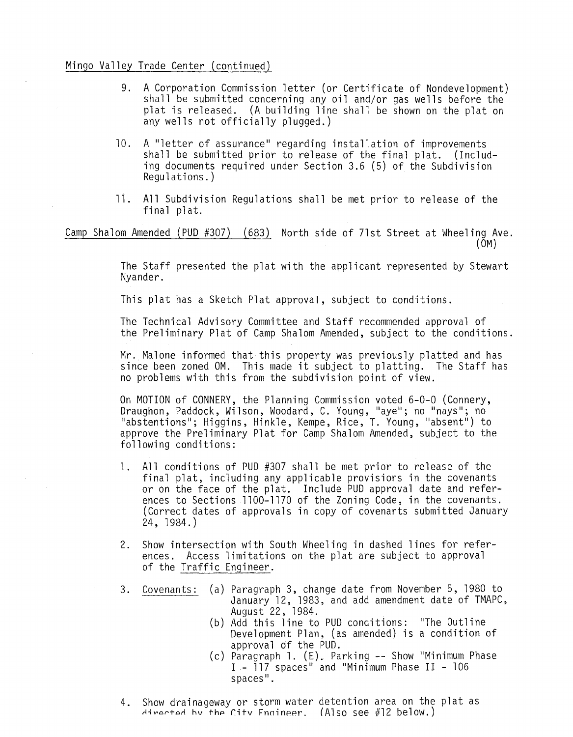Mingo Valley Trade Center (continued)

9. A Corporation Commission letter (or Certificate of Nondevelopment) shall be submitted concerning any oil and/or gas wells before the plat is released. (A building line shall be shown on the plat on any wells not officially plugged.)

10. A "letter of assurance" regarding installation of improvements shall be submitted prior to release of the final plat. (Including documents required under Section 3.6 (5) of the Subdivision Regulations.)

11. All Subdivision Regulations shall be met prior to release of the final plat.

Camp Shalom Amended (PUD #307) (683) North side of 71st Street at Wheeling Ave. (OM)

The Staff presented the plat with the applicant represented by Stewart Nyander.

This plat has a Sketch Plat approval, subject to conditions.

The Technical Advisory Committee and Staff recommended approval of the Preliminary Plat of Camp Shalom Amended, subject to the conditions.

Mr. Malone informed that this property was previously platted and has since been zoned OM. This made it subject to platting. The Staff has no problems with this from the subdivision point of view.

On MOTION of CONNERY, the Planning Commission voted 6-0-0 (Connery, Draughon, Paddock, Wilson, Woodard, C. Young, "aye"; no "nays"; no "abstentions"; Higgins, Hinkle, Kempe, Rice, T. Young, "absent") to approve the Preliminary Plat for Camp Shalom Amended, subject to the following conditions:

1. All conditions of PUD #307 shall be met prior to release of the final plat, including any applicable provisions in the covenants or on the face of the plat. Include PUD approval date and references to Sections 1100-1170 of the Zoning Code, in the covenants. (Correct dates of approvals in copy of covenants submitted January 24, 1984.)

2. Show intersection with South Wheeling in dashed lines for references. Access limitations on the plat are subject to approval of the Traffic Engineer.

3. Covenants:
   (a) Paragraph 3, change date from November 5, 1980 to January 12, 1983, and add amendment date of TMAPC, August 22, 1984.
   (b) Add this line to PUD conditions: "The Outline Development Plan, (as amended) is a condition of approval of the PUD.
   (c) Paragraph 1. (E). Parking -- Show "Minimum Phase I - 117 spaces" and "Minimum Phase II - 106 spaces".

4. Show drainageway or storm water detention area on the plat as directed by the City Engineer. (Also see #12 below.)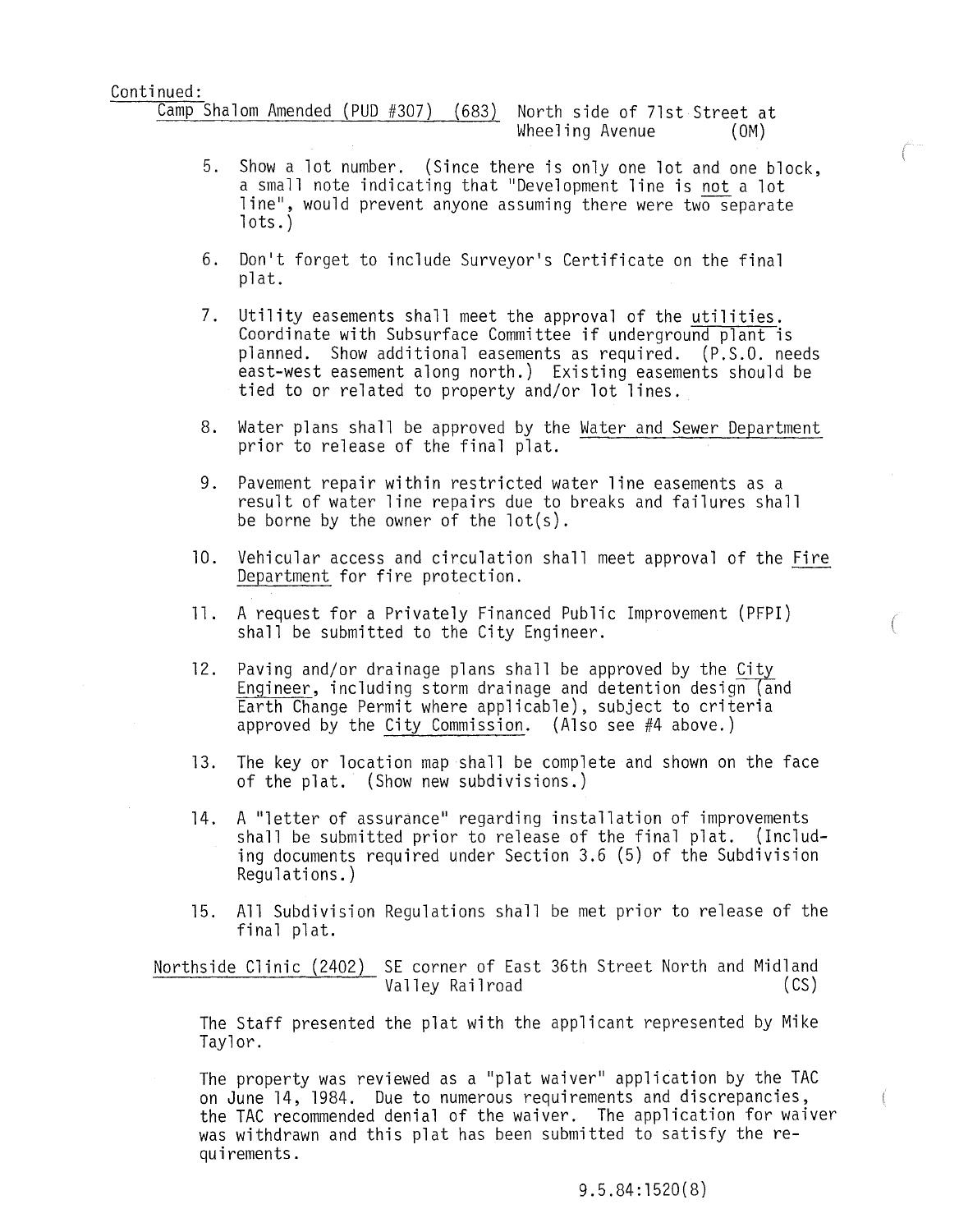Continued:

Camp Shalom Amended (PUD #307) (683) North side of 71st Street at Wheeling Avenue (OM)

5. Show a lot number. (Since there is only one lot and one block, a small note indicating that "Development line is not a lot line", would prevent anyone assuming there were two separate lots.)

6. Don't forget to include Surveyor's Certificate on the final plat.

7. Utility easements shall meet the approval of the utilities. Coordinate with Subsurface Committee if underground plant is planned. Show additional easements as required. (P.S.O. needs east-west easement along north.) Existing easements should be tied to or related to property and/or lot lines.

8. Water plans shall be approved by the Water and Sewer Department prior to release of the final plat.

9. Pavement repair within restricted water line easements as a result of water line repairs due to breaks and failures shall be borne by the owner of the lot(s).

10. Vehicular access and circulation shall meet approval of the Fire Department for fire protection.

11. A request for a Privately Financed Public Improvement (PFPI) shall be submitted to the City Engineer.

12. Paving and/or drainage plans shall be approved by the City Engineer, including storm drainage and detention design (and Earth Change Permit where applicable), subject to criteria approved by the City Commission. (Also see #4 above.)

13. The key or location map shall be complete and shown on the face of the plat. (Show new subdivisions.)

14. A "letter of assurance" regarding installation of improvements shall be submitted prior to release of the final plat. (Including documents required under Section 3.6 (5) of the Subdivision Regulations.)

15. All Subdivision Regulations shall be met prior to release of the final plat.

Northside Clinic (2402) SE corner of East 36th Street North and Midland Valley Railroad (CS)

The Staff presented the plat with the applicant represented by Mike Taylor.

The property was reviewed as a "plat waiver" application by the TAC on June 14, 1984. Due to numerous requirements and discrepancies, the TAC recommended denial of the waiver. The application for waiver was withdrawn and this plat has been submitted to satisfy the requirements.

9.5.84:1520(8)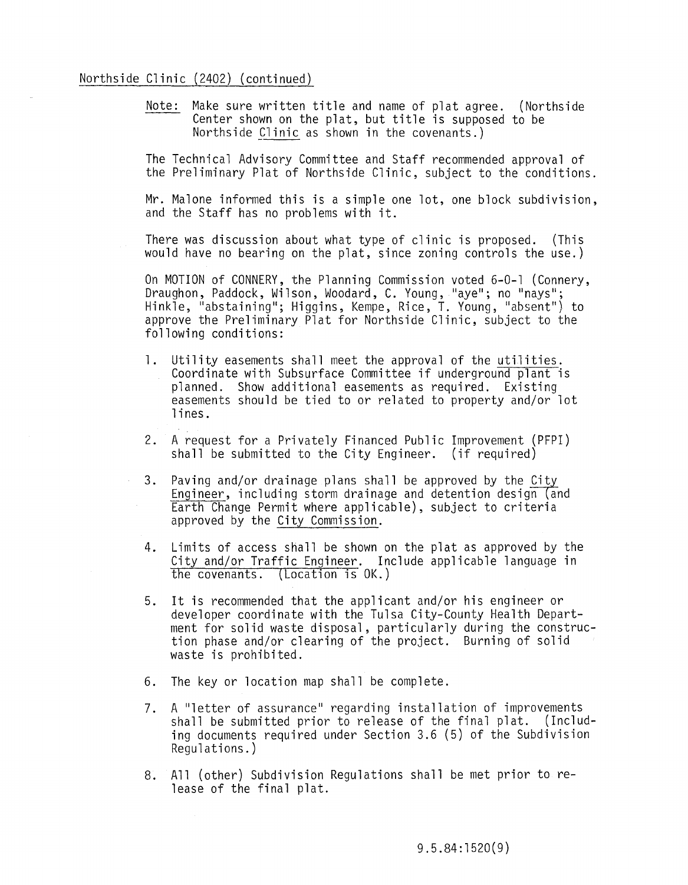Northside Clinic (2402) (continued)

Note: Make sure written title and name of plat agree. (Northside Center shown on the plat, but title is supposed to be Northside Clinic as shown in the covenants.)

The Technical Advisory Committee and Staff recommended approval of the Preliminary Plat of Northside Clinic, subject to the conditions.

Mr. Malone informed this is a simple one lot, one block subdivision, and the Staff has no problems with it.

There was discussion about what type of clinic is proposed. (This would have no bearing on the plat, since zoning controls the use.)

On MOTION of CONNERY, the Planning Commission voted 6-0-1 (Connery, Draughon, Paddock, Wilson, Woodard, C. Young, "aye"; no "nays"; Hinkle, "abstaining"; Higgins, Kempe, Rice, T. Young, "absent") to approve the Preliminary Plat for Northside Clinic, subject to the following conditions:

1. Utility easements shall meet the approval of the utilities. Coordinate with Subsurface Committee if underground plant is planned. Show additional easements as required. Existing easements should be tied to or related to property and/or lot lines.

2. A request for a Privately Financed Public Improvement (PFPI) shall be submitted to the City Engineer. (if required)

3. Paving and/or drainage plans shall be approved by the City Engineer, including storm drainage and detention design (and Earth Change Permit where applicable), subject to criteria approved by the City Commission.

4. Limits of access shall be shown on the plat as approved by the City and/or Traffic Engineer. Include applicable language in the covenants. (Location is OK.)

5. It is recommended that the applicant and/or his engineer or developer coordinate with the Tulsa City-County Health Department for solid waste disposal, particularly during the construction phase and/or clearing of the project. Burning of solid waste is prohibited.

6. The key or location map shall be complete.

7. A "letter of assurance" regarding installation of improvements shall be submitted prior to release of the final plat. (Including documents required under Section 3.6 (5) of the Subdivision Regulations.)

8. All (other) Subdivision Regulations shall be met prior to release of the final plat.

9.5.84:1520(9)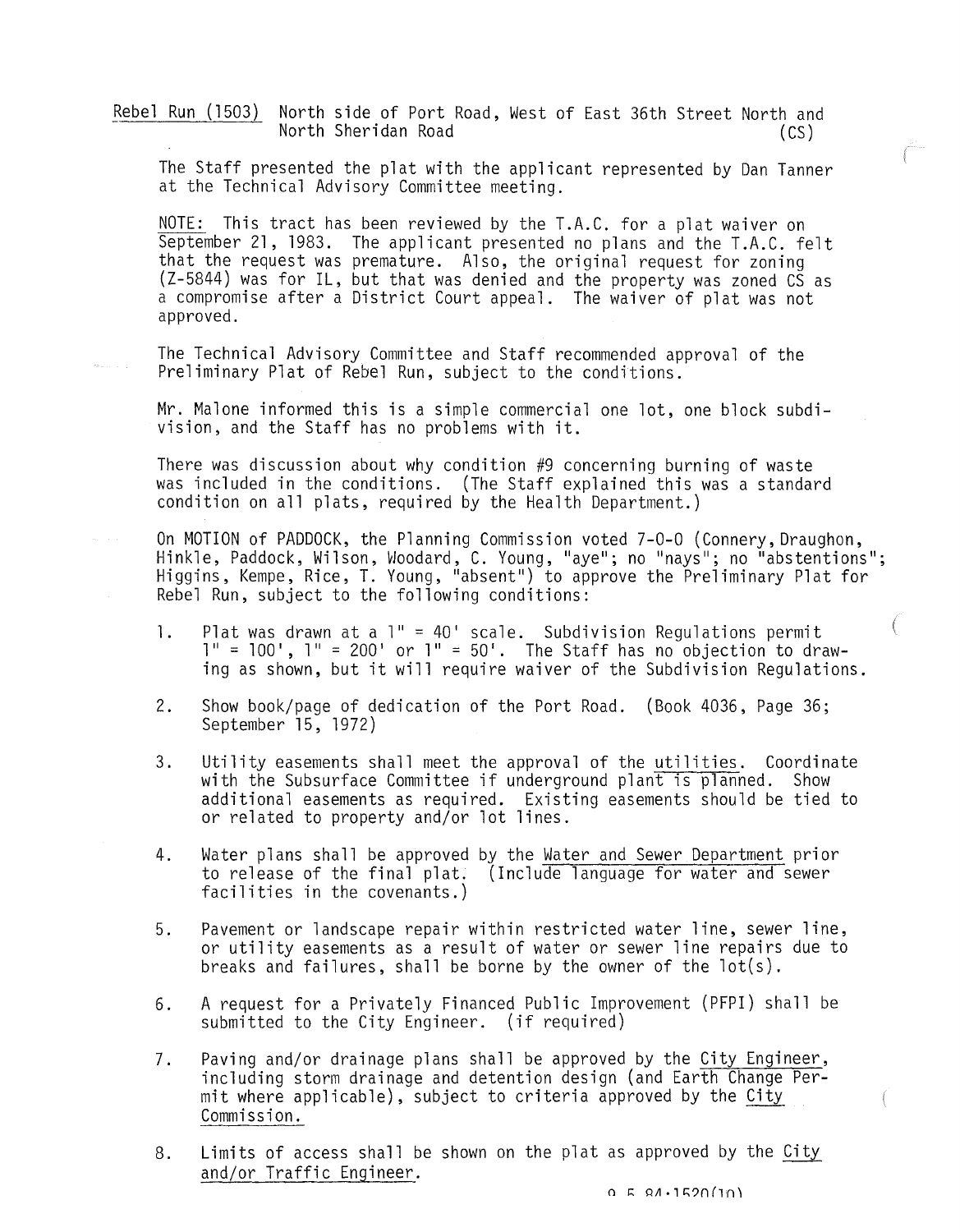Rebel Run (1503) North side of Port Road, West of East 36th Street North and North Sheridan Road (CS)

The Staff presented the plat with the applicant represented by Dan Tanner at the Technical Advisory Committee meeting.

NOTE: This tract has been reviewed by the T.A.C. for a plat waiver on September 21, 1983. The applicant presented no plans and the T.A.C. felt that the request was premature. Also, the original request for zoning (Z-5844) was for IL, but that was denied and the property was zoned CS as a compromise after a District Court appeal. The waiver of plat was not approved.

The Technical Advisory Committee and Staff recommended approval of the Preliminary Plat of Rebel Run, subject to the conditions.

Mr. Malone informed this is a simple commercial one lot, one block subdivision, and the Staff has no problems with it.

There was discussion about why condition #9 concerning burning of waste was included in the conditions. (The Staff explained this was a standard condition on all plats, required by the Health Department.)

On MOTION of PADDOCK, the Planning Commission voted 7-0-0 (Connery, Draughon, Hinkle, Paddock, Wilson, Woodard, C. Young, "aye"; no "nays"; no "abstentions"; Higgins, Kempe, Rice, T. Young, "absent") to approve the Preliminary Plat for Rebel Run, subject to the following conditions:

1. Plat was drawn at a 1" = 40' scale. Subdivision Regulations permit 1" = 100', 1" = 200' or 1" = 50'. The Staff has no objection to drawing as shown, but it will require waiver of the Subdivision Regulations.
2. Show book/page of dedication of the Port Road. (Book 4036, Page 36; September 15, 1972)
3. Utility easements shall meet the approval of the utilities. Coordinate with the Subsurface Committee if underground plant is planned. Show additional easements as required. Existing easements should be tied to or related to property and/or lot lines.
4. Water plans shall be approved by the Water and Sewer Department prior to release of the final plat. (Include language for water and sewer facilities in the covenants.)
5. Pavement or landscape repair within restricted water line, sewer line, or utility easements as a result of water or sewer line repairs due to breaks and failures, shall be borne by the owner of the lot(s).
6. A request for a Privately Financed Public Improvement (PFPI) shall be submitted to the City Engineer. (if required)
7. Paving and/or drainage plans shall be approved by the City Engineer, including storm drainage and detention design (and Earth Change Permit where applicable), subject to criteria approved by the City Commission.
8. Limits of access shall be shown on the plat as approved by the City and/or Traffic Engineer.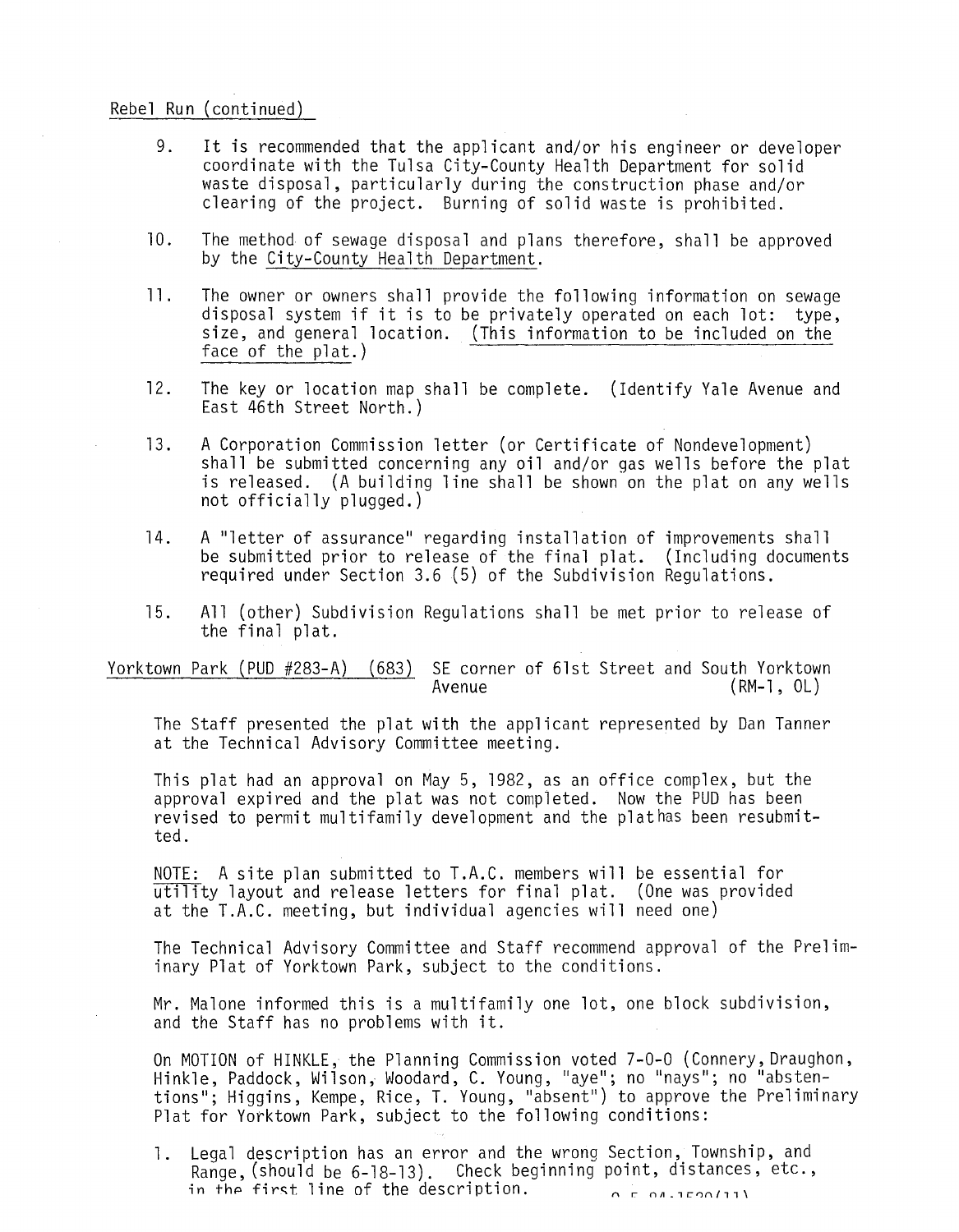Rebel Run (continued)

9. It is recommended that the applicant and/or his engineer or developer coordinate with the Tulsa City-County Health Department for solid waste disposal, particularly during the construction phase and/or clearing of the project. Burning of solid waste is prohibited.

10. The method of sewage disposal and plans therefore, shall be approved by the City-County Health Department.

11. The owner or owners shall provide the following information on sewage disposal system if it is to be privately operated on each lot: type, size, and general location. (This information to be included on the face of the plat.)

12. The key or location map shall be complete. (Identify Yale Avenue and East 46th Street North.)

13. A Corporation Commission letter (or Certificate of Nondevelopment) shall be submitted concerning any oil and/or gas wells before the plat is released. (A building line shall be shown on the plat on any wells not officially plugged.)

14. A "letter of assurance" regarding installation of improvements shall be submitted prior to release of the final plat. (Including documents required under Section 3.6 (5) of the Subdivision Regulations.

15. All (other) Subdivision Regulations shall be met prior to release of the final plat.

Yorktown Park (PUD #283-A) (683) SE corner of 61st Street and South Yorktown Avenue (RM-1, OL)

The Staff presented the plat with the applicant represented by Dan Tanner at the Technical Advisory Committee meeting.

This plat had an approval on May 5, 1982, as an office complex, but the approval expired and the plat was not completed. Now the PUD has been revised to permit multifamily development and the plathas been resubmitted.

NOTE: A site plan submitted to T.A.C. members will be essential for utility layout and release letters for final plat. (One was provided at the T.A.C. meeting, but individual agencies will need one)

The Technical Advisory Committee and Staff recommend approval of the Preliminary Plat of Yorktown Park, subject to the conditions.

Mr. Malone informed this is a multifamily one lot, one block subdivision, and the Staff has no problems with it.

On MOTION of HINKLE, the Planning Commission voted 7-0-0 (Connery, Draughon, Hinkle, Paddock, Wilson, Woodard, C. Young, "aye"; no "nays"; no "abstentions"; Higgins, Kempe, Rice, T. Young, "absent") to approve the Preliminary Plat for Yorktown Park, subject to the following conditions:

1. Legal description has an error and the wrong Section, Township, and Range, (should be 6-18-13). Check beginning point, distances, etc., in the first line of the description.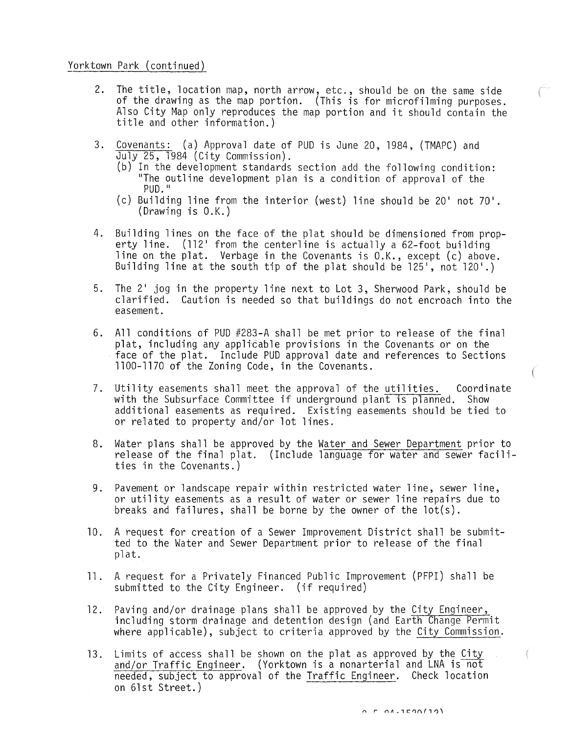Yorktown Park (continued)

2. The title, location map, north arrow, etc., should be on the same side of the drawing as the map portion. (This is for microfilming purposes. Also City Map only reproduces the map portion and it should contain the title and other information.)

3. Covenants: (a) Approval date of PUD is June 20, 1984, (TMAPC) and July 25, 1984 (City Commission).
   (b) In the development standards section add the following condition: "The outline development plan is a condition of approval of the PUD."
   (c) Building line from the interior (west) line should be 20' not 70'. (Drawing is O.K.)

4. Building lines on the face of the plat should be dimensioned from property line. (112' from the centerline is actually a 62-foot building line on the plat. Verbage in the Covenants is O.K., except (c) above. Building line at the south tip of the plat should be 125', not 120'.)

5. The 2' jog in the property line next to Lot 3, Sherwood Park, should be clarified. Caution is needed so that buildings do not encroach into the easement.

6. All conditions of PUD #283-A shall be met prior to release of the final plat, including any applicable provisions in the Covenants or on the face of the plat. Include PUD approval date and references to Sections 1100-1170 of the Zoning Code, in the Covenants.

7. Utility easements shall meet the approval of the utilities. Coordinate with the Subsurface Committee if underground plant is planned. Show additional easements as required. Existing easements should be tied to or related to property and/or lot lines.

8. Water plans shall be approved by the Water and Sewer Department prior to release of the final plat. (Include language for water and sewer facilities in the Covenants.)

9. Pavement or landscape repair within restricted water line, sewer line, or utility easements as a result of water or sewer line repairs due to breaks and failures, shall be borne by the owner of the lot(s).

10. A request for creation of a Sewer Improvement District shall be submitted to the Water and Sewer Department prior to release of the final plat.

11. A request for a Privately Financed Public Improvement (PFPI) shall be submitted to the City Engineer. (if required)

12. Paving and/or drainage plans shall be approved by the City Engineer, including storm drainage and detention design (and Earth Change Permit where applicable), subject to criteria approved by the City Commission.

13. Limits of access shall be shown on the plat as approved by the City and/or Traffic Engineer. (Yorktown is a nonarterial and LNA is not needed, subject to approval of the Traffic Engineer. Check location on 61st Street.)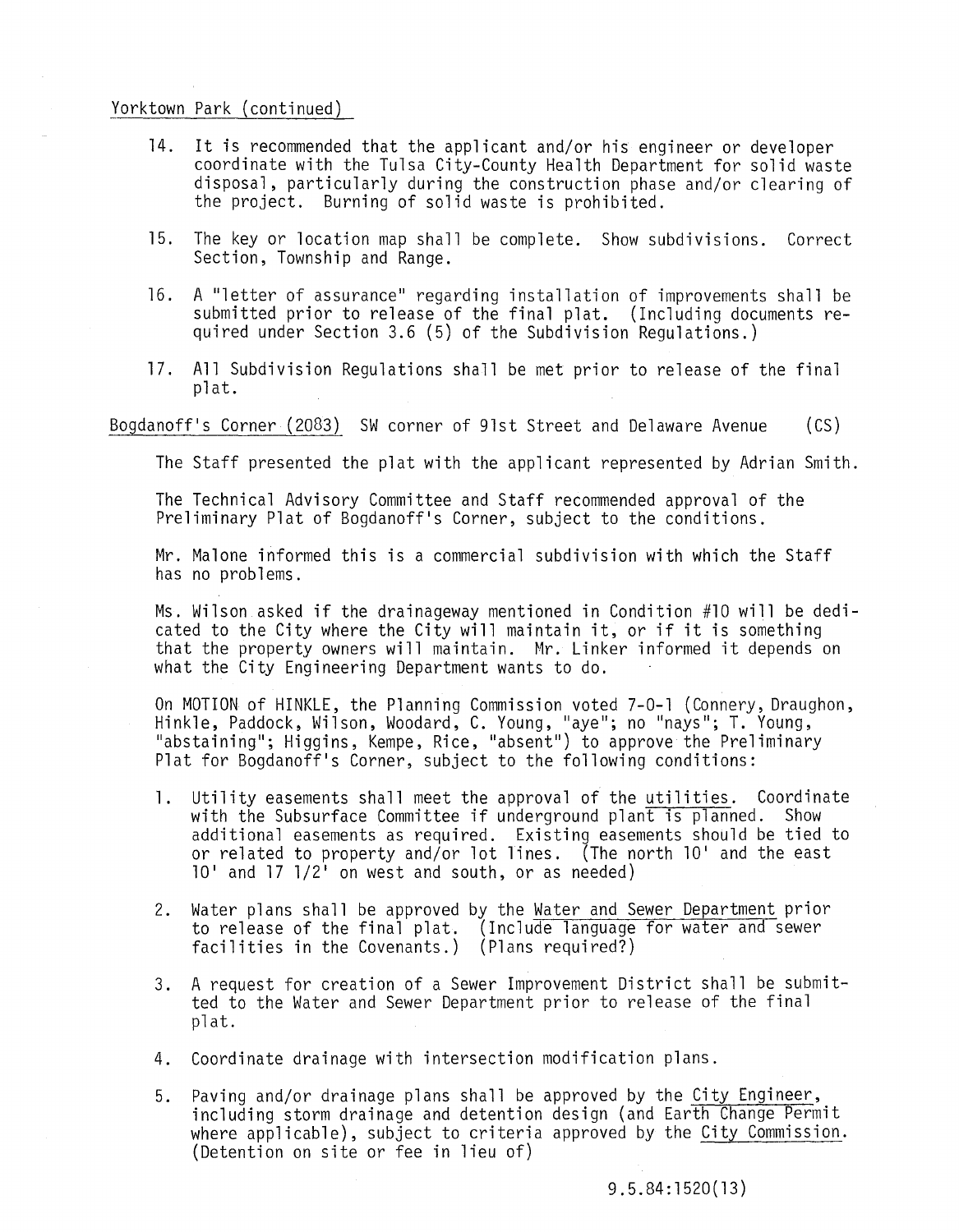Yorktown Park (continued)

14. It is recommended that the applicant and/or his engineer or developer coordinate with the Tulsa City-County Health Department for solid waste disposal, particularly during the construction phase and/or clearing of the project. Burning of solid waste is prohibited.

15. The key or location map shall be complete. Show subdivisions. Correct Section, Township and Range.

16. A "letter of assurance" regarding installation of improvements shall be submitted prior to release of the final plat. (Including documents required under Section 3.6 (5) of the Subdivision Regulations.)

17. All Subdivision Regulations shall be met prior to release of the final plat.

Bogdanoff's Corner (2083) SW corner of 91st Street and Delaware Avenue (CS)

The Staff presented the plat with the applicant represented by Adrian Smith.

The Technical Advisory Committee and Staff recommended approval of the Preliminary Plat of Bogdanoff's Corner, subject to the conditions.

Mr. Malone informed this is a commercial subdivision with which the Staff has no problems.

Ms. Wilson asked if the drainageway mentioned in Condition #10 will be dedicated to the City where the City will maintain it, or if it is something that the property owners will maintain. Mr. Linker informed it depends on what the City Engineering Department wants to do.

On MOTION of HINKLE, the Planning Commission voted 7-0-1 (Connery, Draughon, Hinkle, Paddock, Wilson, Woodard, C. Young, "aye"; no "nays"; T. Young, "abstaining"; Higgins, Kempe, Rice, "absent") to approve the Preliminary Plat for Bogdanoff's Corner, subject to the following conditions:

1. Utility easements shall meet the approval of the utilities. Coordinate with the Subsurface Committee if underground plant is planned. Show additional easements as required. Existing easements should be tied to or related to property and/or lot lines. (The north 10' and the east 10' and 17 1/2' on west and south, or as needed)

2. Water plans shall be approved by the Water and Sewer Department prior to release of the final plat. (Include language for water and sewer facilities in the Covenants.) (Plans required?)

3. A request for creation of a Sewer Improvement District shall be submitted to the Water and Sewer Department prior to release of the final plat.

4. Coordinate drainage with intersection modification plans.

5. Paving and/or drainage plans shall be approved by the City Engineer, including storm drainage and detention design (and Earth Change Permit where applicable), subject to criteria approved by the City Commission. (Detention on site or fee in lieu of)

9.5.84:1520(13)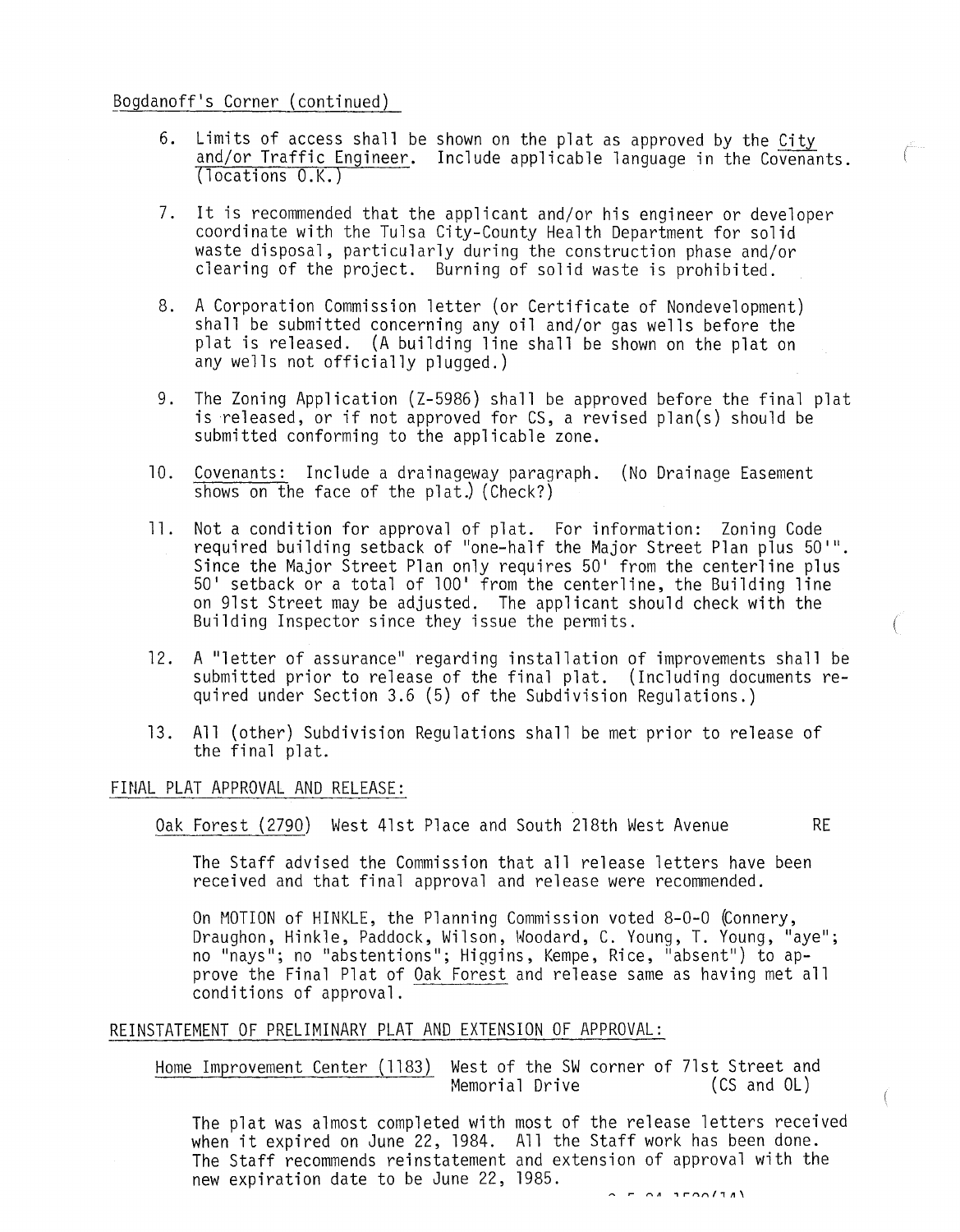Bogdanoff's Corner (continued)

6. Limits of access shall be shown on the plat as approved by the City and/or Traffic Engineer. Include applicable language in the Covenants. (locations O.K.)

7. It is recommended that the applicant and/or his engineer or developer coordinate with the Tulsa City-County Health Department for solid waste disposal, particularly during the construction phase and/or clearing of the project. Burning of solid waste is prohibited.

8. A Corporation Commission letter (or Certificate of Nondevelopment) shall be submitted concerning any oil and/or gas wells before the plat is released. (A building line shall be shown on the plat on any wells not officially plugged.)

9. The Zoning Application (Z-5986) shall be approved before the final plat is released, or if not approved for CS, a revised plan(s) should be submitted conforming to the applicable zone.

10. Covenants: Include a drainageway paragraph. (No Drainage Easement shows on the face of the plat.) (Check?)

11. Not a condition for approval of plat. For information: Zoning Code required building setback of "one-half the Major Street Plan plus 50'". Since the Major Street Plan only requires 50' from the centerline plus 50' setback or a total of 100' from the centerline, the Building line on 91st Street may be adjusted. The applicant should check with the Building Inspector since they issue the permits.

12. A "letter of assurance" regarding installation of improvements shall be submitted prior to release of the final plat. (Including documents required under Section 3.6 (5) of the Subdivision Regulations.)

13. All (other) Subdivision Regulations shall be met prior to release of the final plat.

FINAL PLAT APPROVAL AND RELEASE:

Oak Forest (2790) West 41st Place and South 218th West Avenue RE

The Staff advised the Commission that all release letters have been received and that final approval and release were recommended.

On MOTION of HINKLE, the Planning Commission voted 8-0-0 (Connery, Draughon, Hinkle, Paddock, Wilson, Woodard, C. Young, T. Young, "aye"; no "nays"; no "abstentions"; Higgins, Kempe, Rice, "absent") to approve the Final Plat of Oak Forest and release same as having met all conditions of approval.

REINSTATEMENT OF PRELIMINARY PLAT AND EXTENSION OF APPROVAL:

Home Improvement Center (1183) West of the SW corner of 71st Street and Memorial Drive (CS and OL)

The plat was almost completed with most of the release letters received when it expired on June 22, 1984. All the Staff work has been done. The Staff recommends reinstatement and extension of approval with the new expiration date to be June 22, 1985.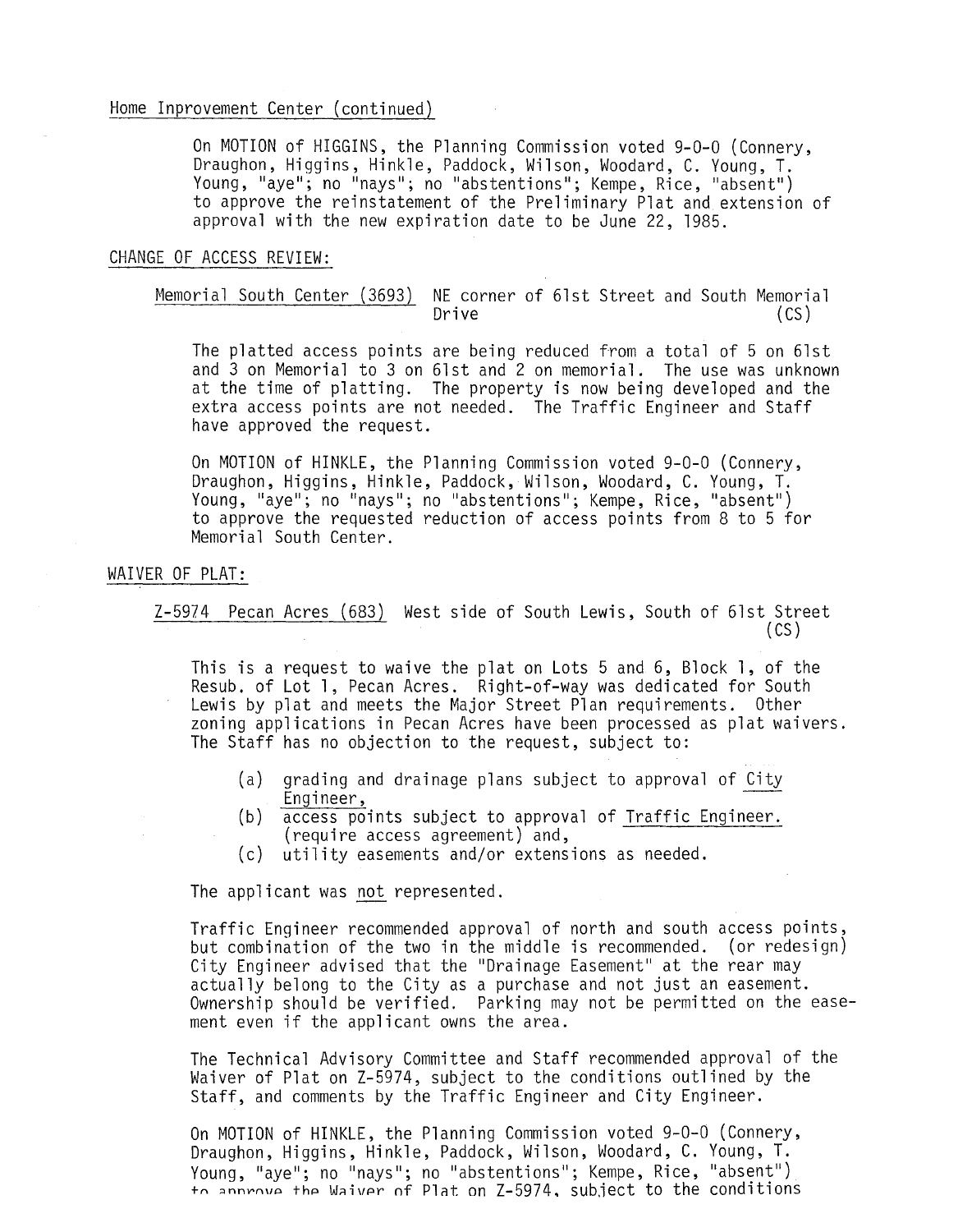Home Inprovement Center (continued)

On MOTION of HIGGINS, the Planning Commission voted 9-0-0 (Connery, Draughon, Higgins, Hinkle, Paddock, Wilson, Woodard, C. Young, T. Young, "aye"; no "nays"; no "abstentions"; Kempe, Rice, "absent") to approve the reinstatement of the Preliminary Plat and extension of approval with the new expiration date to be June 22, 1985.

## CHANGE OF ACCESS REVIEW:

Memorial South Center (3693) NE corner of 61st Street and South Memorial Drive (CS)

The platted access points are being reduced from a total of 5 on 61st and 3 on Memorial to 3 on 61st and 2 on memorial. The use was unknown at the time of platting. The property is now being developed and the extra access points are not needed. The Traffic Engineer and Staff have approved the request.

On MOTION of HINKLE, the Planning Commission voted 9-0-0 (Connery, Draughon, Higgins, Hinkle, Paddock, Wilson, Woodard, C. Young, T. Young, "aye"; no "nays"; no "abstentions"; Kempe, Rice, "absent") to approve the requested reduction of access points from 8 to 5 for Memorial South Center.

## WAIVER OF PLAT:

Z-5974 Pecan Acres (683) West side of South Lewis, South of 61st Street (CS)

This is a request to waive the plat on Lots 5 and 6, Block 1, of the Resub. of Lot 1, Pecan Acres. Right-of-way was dedicated for South Lewis by plat and meets the Major Street Plan requirements. Other zoning applications in Pecan Acres have been processed as plat waivers. The Staff has no objection to the request, subject to:

(a) grading and drainage plans subject to approval of City Engineer,
(b) access points subject to approval of Traffic Engineer. (require access agreement) and,
(c) utility easements and/or extensions as needed.

The applicant was not represented.

Traffic Engineer recommended approval of north and south access points, but combination of the two in the middle is recommended. (or redesign) City Engineer advised that the "Drainage Easement" at the rear may actually belong to the City as a purchase and not just an easement. Ownership should be verified. Parking may not be permitted on the easement even if the applicant owns the area.

The Technical Advisory Committee and Staff recommended approval of the Waiver of Plat on Z-5974, subject to the conditions outlined by the Staff, and comments by the Traffic Engineer and City Engineer.

On MOTION of HINKLE, the Planning Commission voted 9-0-0 (Connery, Draughon, Higgins, Hinkle, Paddock, Wilson, Woodard, C. Young, T. Young, "aye"; no "nays"; no "abstentions"; Kempe, Rice, "absent") to approve the Waiver of Plat on Z-5974, subject to the conditions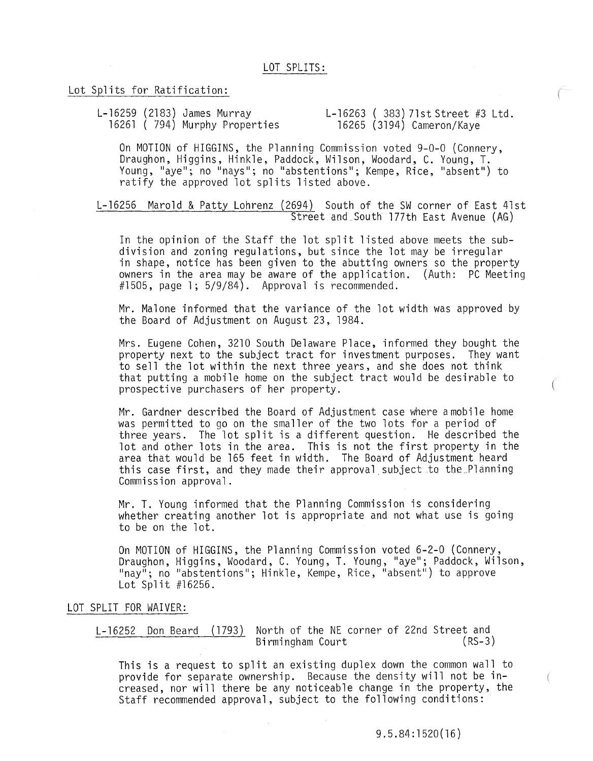## LOT SPLITS:

### Lot Splits for Ratification:

L-16259 (2183) James Murray
16261 ( 794) Murphy Properties

L-16263 ( 383) 71st Street #3 Ltd.
16265 (3194) Cameron/Kaye

On MOTION of HIGGINS, the Planning Commission voted 9-0-0 (Connery, Draughon, Higgins, Hinkle, Paddock, Wilson, Woodard, C. Young, T. Young, "aye"; no "nays"; no "abstentions"; Kempe, Rice, "absent") to ratify the approved lot splits listed above.

L-16256 Marold & Patty Lohrenz (2694) South of the SW corner of East 41st Street and South 177th East Avenue (AG)

In the opinion of the Staff the lot split listed above meets the subdivision and zoning regulations, but since the lot may be irregular in shape, notice has been given to the abutting owners so the property owners in the area may be aware of the application. (Auth: PC Meeting #1505, page 1; 5/9/84). Approval is recommended.

Mr. Malone informed that the variance of the lot width was approved by the Board of Adjustment on August 23, 1984.

Mrs. Eugene Cohen, 3210 South Delaware Place, informed they bought the property next to the subject tract for investment purposes. They want to sell the lot within the next three years, and she does not think that putting a mobile home on the subject tract would be desirable to prospective purchasers of her property.

Mr. Gardner described the Board of Adjustment case where a mobile home was permitted to go on the smaller of the two lots for a period of three years. The lot split is a different question. He described the lot and other lots in the area. This is not the first property in the area that would be 165 feet in width. The Board of Adjustment heard this case first, and they made their approval subject to the Planning Commission approval.

Mr. T. Young informed that the Planning Commission is considering whether creating another lot is appropriate and not what use is going to be on the lot.

On MOTION of HIGGINS, the Planning Commission voted 6-2-0 (Connery, Draughon, Higgins, Woodard, C. Young, T. Young, "aye"; Paddock, Wilson, "nay"; no "abstentions"; Hinkle, Kempe, Rice, "absent") to approve Lot Split #16256.

### LOT SPLIT FOR WAIVER:

L-16252 Don Beard (1793) North of the NE corner of 22nd Street and Birmingham Court (RS-3)

This is a request to split an existing duplex down the common wall to provide for separate ownership. Because the density will not be increased, nor will there be any noticeable change in the property, the Staff recommended approval, subject to the following conditions:

9.5.84:1520(16)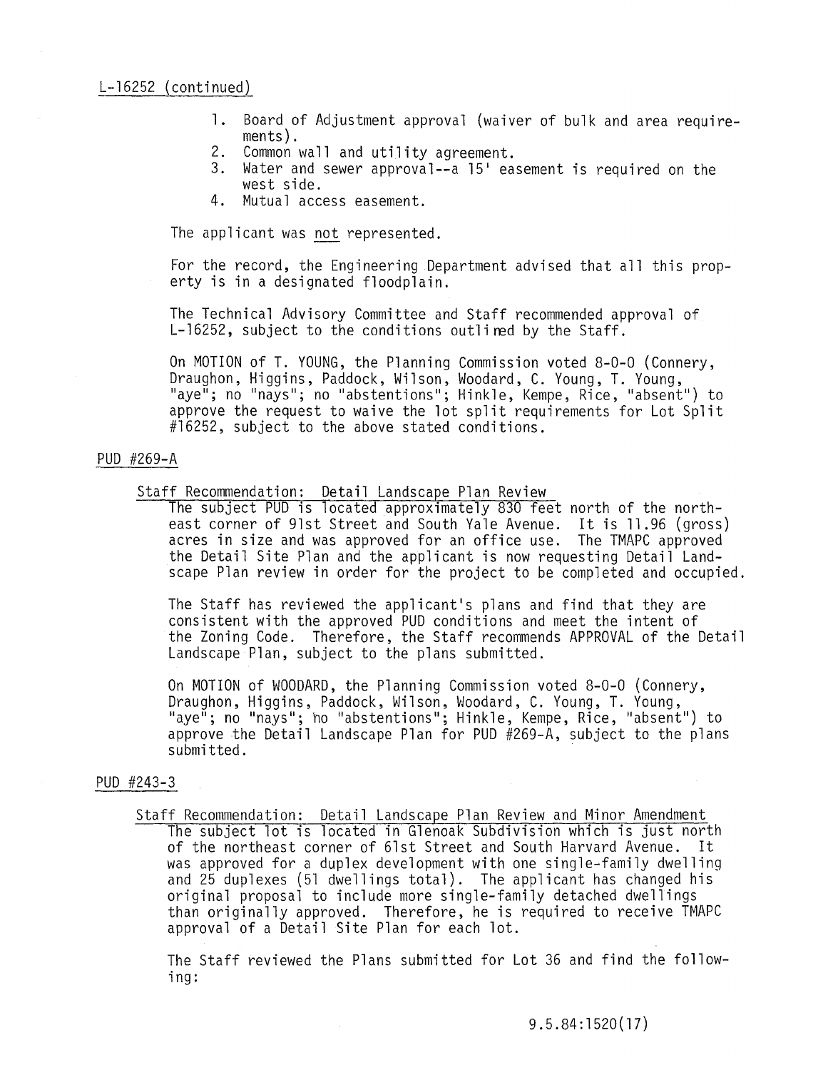L-16252 (continued)

1. Board of Adjustment approval (waiver of bulk and area requirements).
2. Common wall and utility agreement.
3. Water and sewer approval--a 15' easement is required on the west side.
4. Mutual access easement.

The applicant was not represented.

For the record, the Engineering Department advised that all this property is in a designated floodplain.

The Technical Advisory Committee and Staff recommended approval of L-16252, subject to the conditions outlined by the Staff.

On MOTION of T. YOUNG, the Planning Commission voted 8-0-0 (Connery, Draughon, Higgins, Paddock, Wilson, Woodard, C. Young, T. Young, "aye"; no "nays"; no "abstentions"; Hinkle, Kempe, Rice, "absent") to approve the request to waive the lot split requirements for Lot Split #16252, subject to the above stated conditions.

PUD #269-A

Staff Recommendation: Detail Landscape Plan Review

The subject PUD is located approximately 830 feet north of the northeast corner of 91st Street and South Yale Avenue. It is 11.96 (gross) acres in size and was approved for an office use. The TMAPC approved the Detail Site Plan and the applicant is now requesting Detail Landscape Plan review in order for the project to be completed and occupied.

The Staff has reviewed the applicant's plans and find that they are consistent with the approved PUD conditions and meet the intent of the Zoning Code. Therefore, the Staff recommends APPROVAL of the Detail Landscape Plan, subject to the plans submitted.

On MOTION of WOODARD, the Planning Commission voted 8-0-0 (Connery, Draughon, Higgins, Paddock, Wilson, Woodard, C. Young, T. Young, "aye"; no "nays"; no "abstentions"; Hinkle, Kempe, Rice, "absent") to approve the Detail Landscape Plan for PUD #269-A, subject to the plans submitted.

PUD #243-3

Staff Recommendation: Detail Landscape Plan Review and Minor Amendment

The subject lot is located in Glenoak Subdivision which is just north of the northeast corner of 61st Street and South Harvard Avenue. It was approved for a duplex development with one single-family dwelling and 25 duplexes (51 dwellings total). The applicant has changed his original proposal to include more single-family detached dwellings than originally approved. Therefore, he is required to receive TMAPC approval of a Detail Site Plan for each lot.

The Staff reviewed the Plans submitted for Lot 36 and find the following:

9.5.84:1520(17)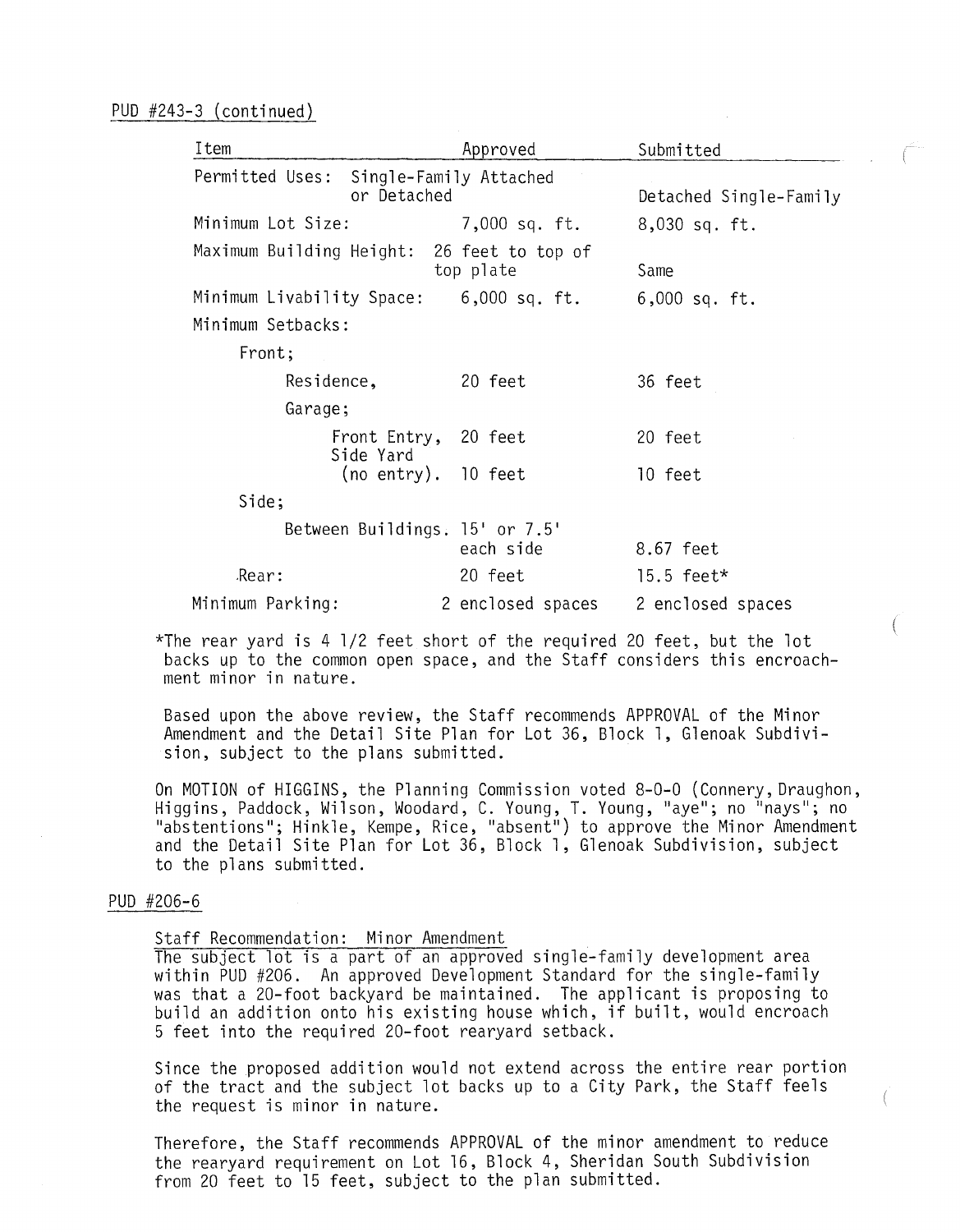PUD #243-3 (continued)

| Item | Approved | Submitted |
|---|---|---|
| Permitted Uses: Single-Family Attached or Detached | | Detached Single-Family |
| Minimum Lot Size: | 7,000 sq. ft. | 8,030 sq. ft. |
| Maximum Building Height: | 26 feet to top of top plate | Same |
| Minimum Livability Space: | 6,000 sq. ft. | 6,000 sq. ft. |
| Minimum Setbacks: | | |
| Front; | | |
| Residence, | 20 feet | 36 feet |
| Garage; | | |
| Front Entry, | 20 feet | 20 feet |
| Side Yard (no entry). | 10 feet | 10 feet |
| Side; | | |
| Between Buildings. | 15' or 7.5' each side | 8.67 feet |
| Rear: | 20 feet | 15.5 feet* |
| Minimum Parking: | 2 enclosed spaces | 2 enclosed spaces |

*The rear yard is 4 1/2 feet short of the required 20 feet, but the lot backs up to the common open space, and the Staff considers this encroachment minor in nature.

Based upon the above review, the Staff recommends APPROVAL of the Minor Amendment and the Detail Site Plan for Lot 36, Block 1, Glenoak Subdivision, subject to the plans submitted.

On MOTION of HIGGINS, the Planning Commission voted 8-0-0 (Connery, Draughon, Higgins, Paddock, Wilson, Woodard, C. Young, T. Young, "aye"; no "nays"; no "abstentions"; Hinkle, Kempe, Rice, "absent") to approve the Minor Amendment and the Detail Site Plan for Lot 36, Block 1, Glenoak Subdivision, subject to the plans submitted.

PUD #206-6

Staff Recommendation: Minor Amendment

The subject lot is a part of an approved single-family development area within PUD #206. An approved Development Standard for the single-family was that a 20-foot backyard be maintained. The applicant is proposing to build an addition onto his existing house which, if built, would encroach 5 feet into the required 20-foot rearyard setback.

Since the proposed addition would not extend across the entire rear portion of the tract and the subject lot backs up to a City Park, the Staff feels the request is minor in nature.

Therefore, the Staff recommends APPROVAL of the minor amendment to reduce the rearyard requirement on Lot 16, Block 4, Sheridan South Subdivision from 20 feet to 15 feet, subject to the plan submitted.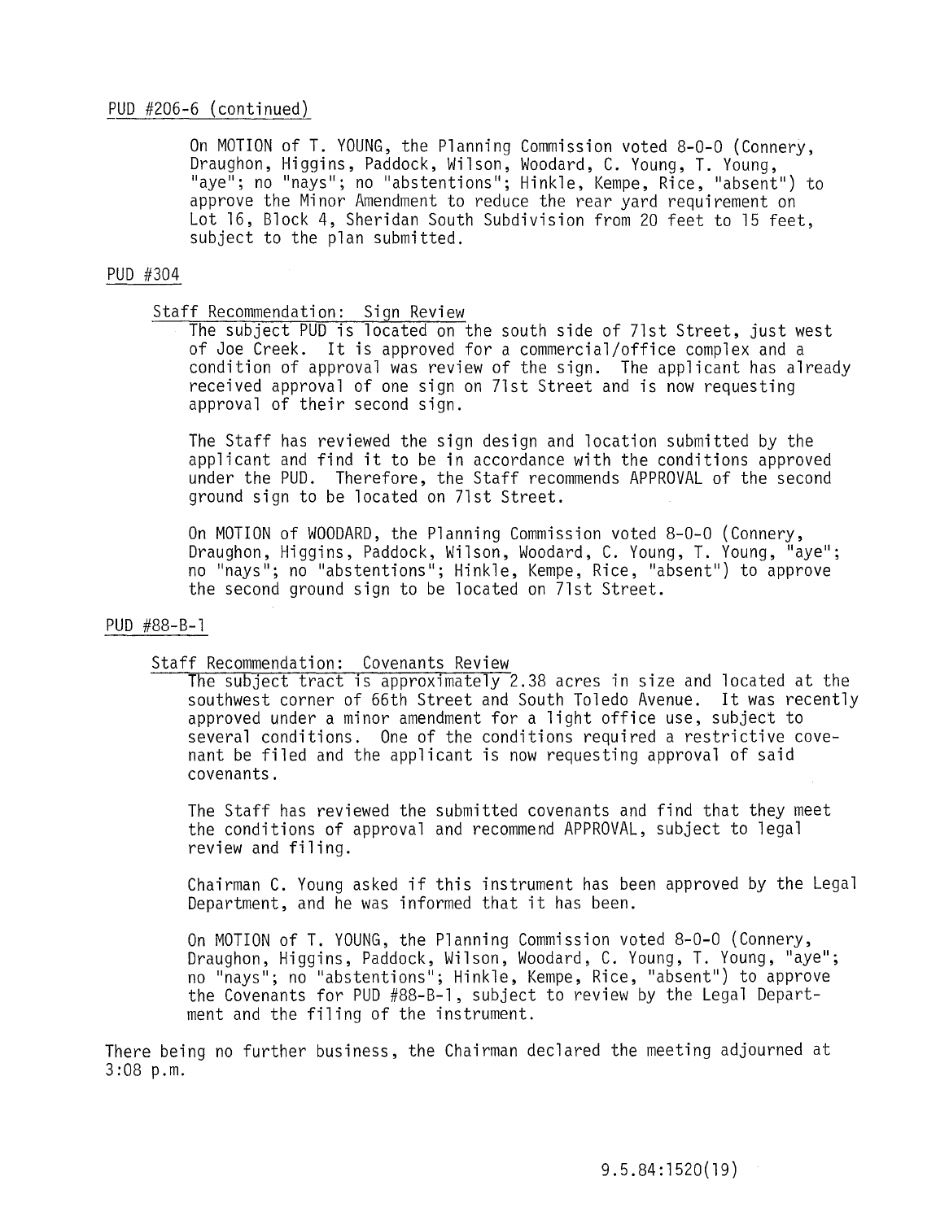PUD #206-6 (continued)

On MOTION of T. YOUNG, the Planning Commission voted 8-0-0 (Connery, Draughon, Higgins, Paddock, Wilson, Woodard, C. Young, T. Young, "aye"; no "nays"; no "abstentions"; Hinkle, Kempe, Rice, "absent") to approve the Minor Amendment to reduce the rear yard requirement on Lot 16, Block 4, Sheridan South Subdivision from 20 feet to 15 feet, subject to the plan submitted.

PUD #304

Staff Recommendation: Sign Review

The subject PUD is located on the south side of 71st Street, just west of Joe Creek. It is approved for a commercial/office complex and a condition of approval was review of the sign. The applicant has already received approval of one sign on 71st Street and is now requesting approval of their second sign.

The Staff has reviewed the sign design and location submitted by the applicant and find it to be in accordance with the conditions approved under the PUD. Therefore, the Staff recommends APPROVAL of the second ground sign to be located on 71st Street.

On MOTION of WOODARD, the Planning Commission voted 8-0-0 (Connery, Draughon, Higgins, Paddock, Wilson, Woodard, C. Young, T. Young, "aye"; no "nays"; no "abstentions"; Hinkle, Kempe, Rice, "absent") to approve the second ground sign to be located on 71st Street.

PUD #88-B-1

Staff Recommendation: Covenants Review

The subject tract is approximately 2.38 acres in size and located at the southwest corner of 66th Street and South Toledo Avenue. It was recently approved under a minor amendment for a light office use, subject to several conditions. One of the conditions required a restrictive covenant be filed and the applicant is now requesting approval of said covenants.

The Staff has reviewed the submitted covenants and find that they meet the conditions of approval and recommend APPROVAL, subject to legal review and filing.

Chairman C. Young asked if this instrument has been approved by the Legal Department, and he was informed that it has been.

On MOTION of T. YOUNG, the Planning Commission voted 8-0-0 (Connery, Draughon, Higgins, Paddock, Wilson, Woodard, C. Young, T. Young, "aye"; no "nays"; no "abstentions"; Hinkle, Kempe, Rice, "absent") to approve the Covenants for PUD #88-B-1, subject to review by the Legal Department and the filing of the instrument.

There being no further business, the Chairman declared the meeting adjourned at 3:08 p.m.

9.5.84:1520(19)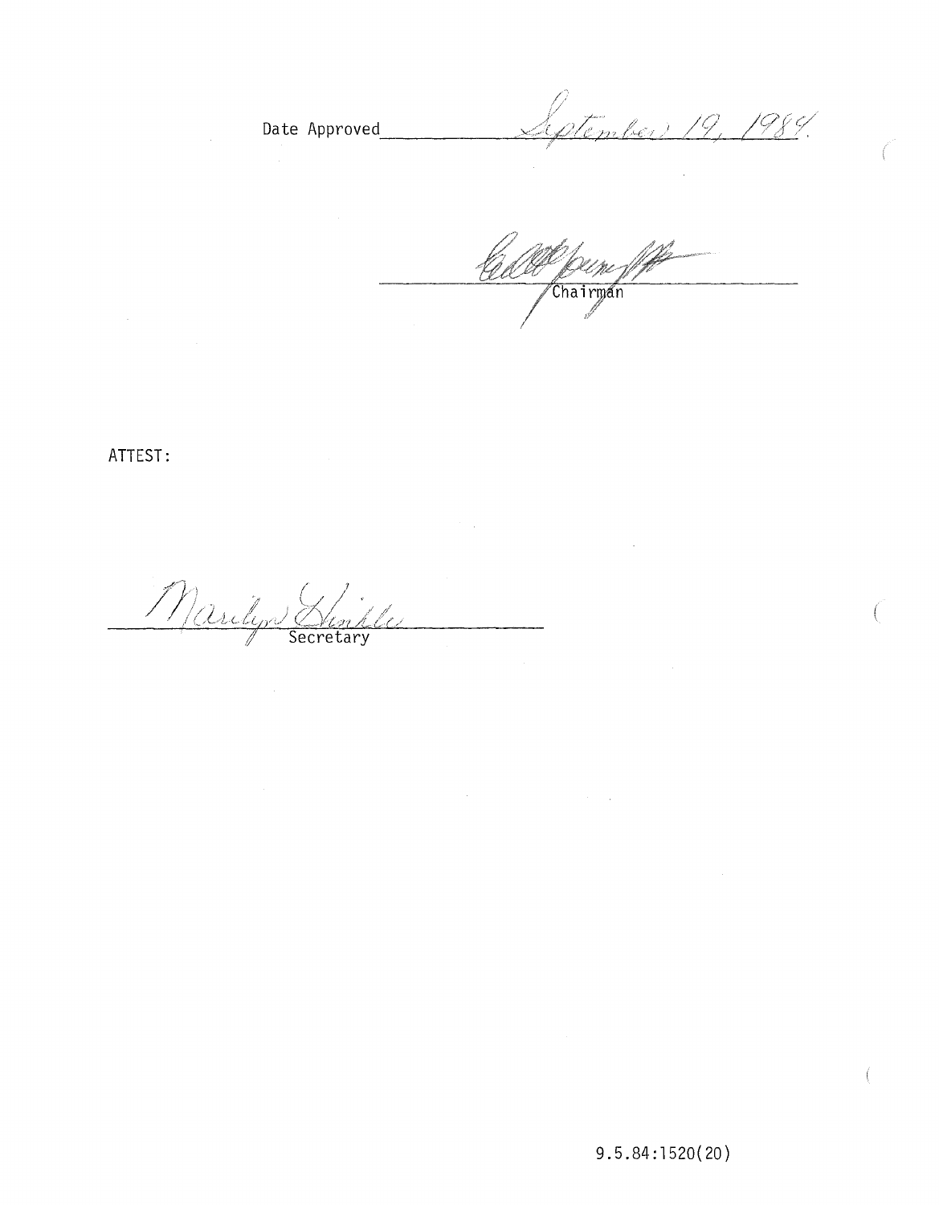Date Approved September 19, 1984.

Chairman

ATTEST:

Marilyn Hinkle
Secretary

9.5.84:1520(20)